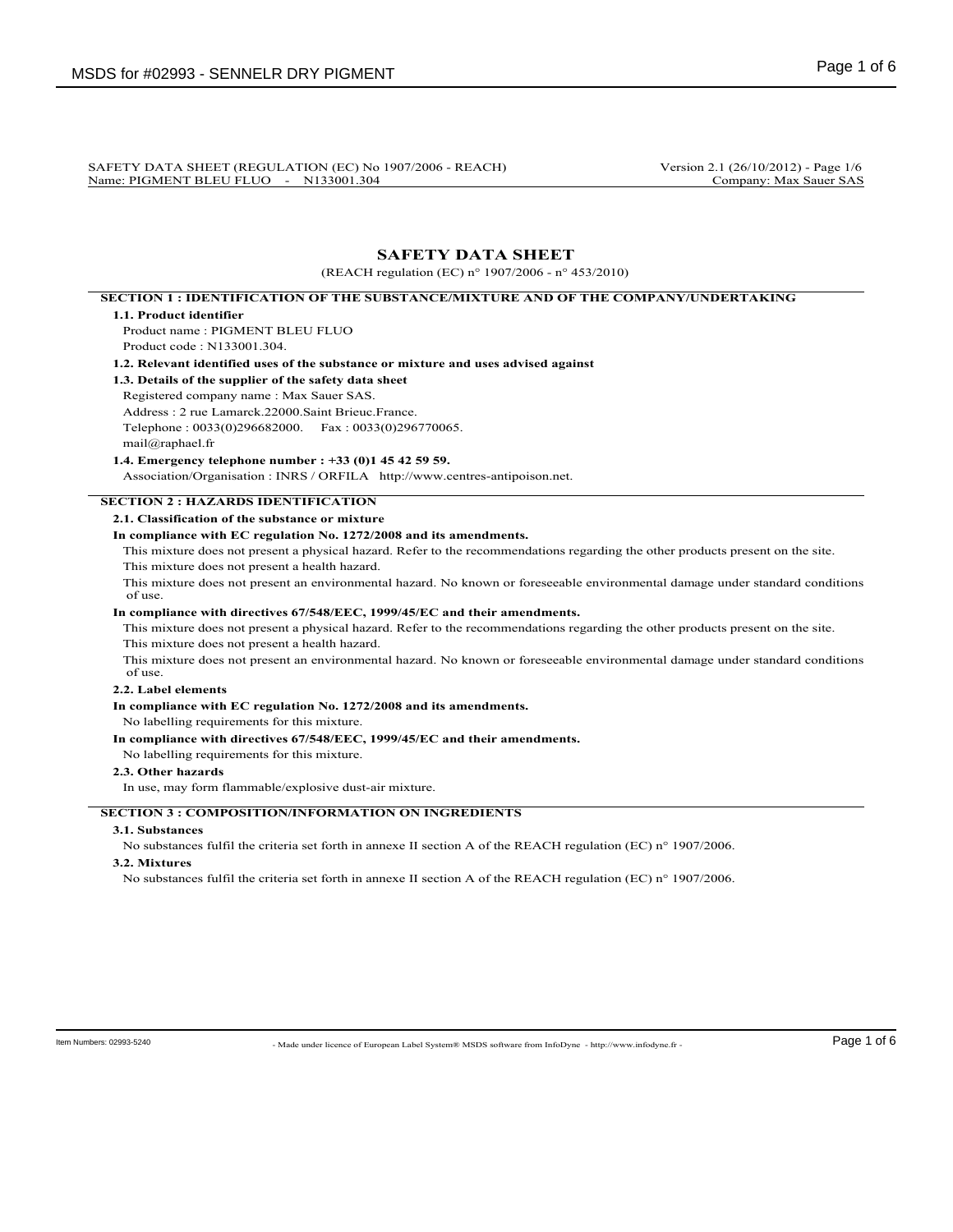# SAFETY DATA SHEET

(REACH regulation (EC) n° 1907/2006 - n° 453/2010)

## SECTION 1 : IDENTIFICATION OF THE SUBSTANCE/MIXTURE AND OF THE COMPANY/UNDERTAKING

### 1.1. Product identifier

Product name : PIGMENT BLEU FLUO

Product code : N133001.304.

### 1.2. Relevant identified uses of the substance or mixture and uses advised against

### 1.3. Details of the supplier of the safety data sheet

Registered company name : Max Sauer SAS.

Address : 2 rue Lamarck.22000.Saint Brieuc.France.

Telephone : 0033(0)296682000. Fax : 0033(0)296770065.

mail@raphael.fr

### 1.4. Emergency telephone number : +33 (0)1 45 42 59 59.

Association/Organisation : INRS / ORFILA http://www.centres-antipoison.net.

## SECTION 2 : HAZARDS IDENTIFICATION

### 2.1. Classification of the substance or mixture

**In compliance with EC regulation No. 1272/2008 and its amendments.**

This mixture does not present a physical hazard. Refer to the recommendations regarding the other products present on the site.

This mixture does not present a health hazard.

This mixture does not present an environmental hazard. No known or foreseeable environmental damage under standard conditions of use.

**In compliance with directives 67/548/EEC, 1999/45/EC and their amendments.**

This mixture does not present a physical hazard. Refer to the recommendations regarding the other products present on the site.

This mixture does not present a health hazard.

This mixture does not present an environmental hazard. No known or foreseeable environmental damage under standard conditions of use.

### 2.2. Label elements

**In compliance with EC regulation No. 1272/2008 and its amendments.**

No labelling requirements for this mixture.

**In compliance with directives 67/548/EEC, 1999/45/EC and their amendments.**

No labelling requirements for this mixture.

### 2.3. Other hazards

In use, may form flammable/explosive dust-air mixture.

## SECTION 3 : COMPOSITION/INFORMATION ON INGREDIENTS

### 3.1. Substances

No substances fulfil the criteria set forth in annexe II section A of the REACH regulation (EC) n° 1907/2006.

### 3.2. Mixtures

No substances fulfil the criteria set forth in annexe II section A of the REACH regulation (EC) n° 1907/2006.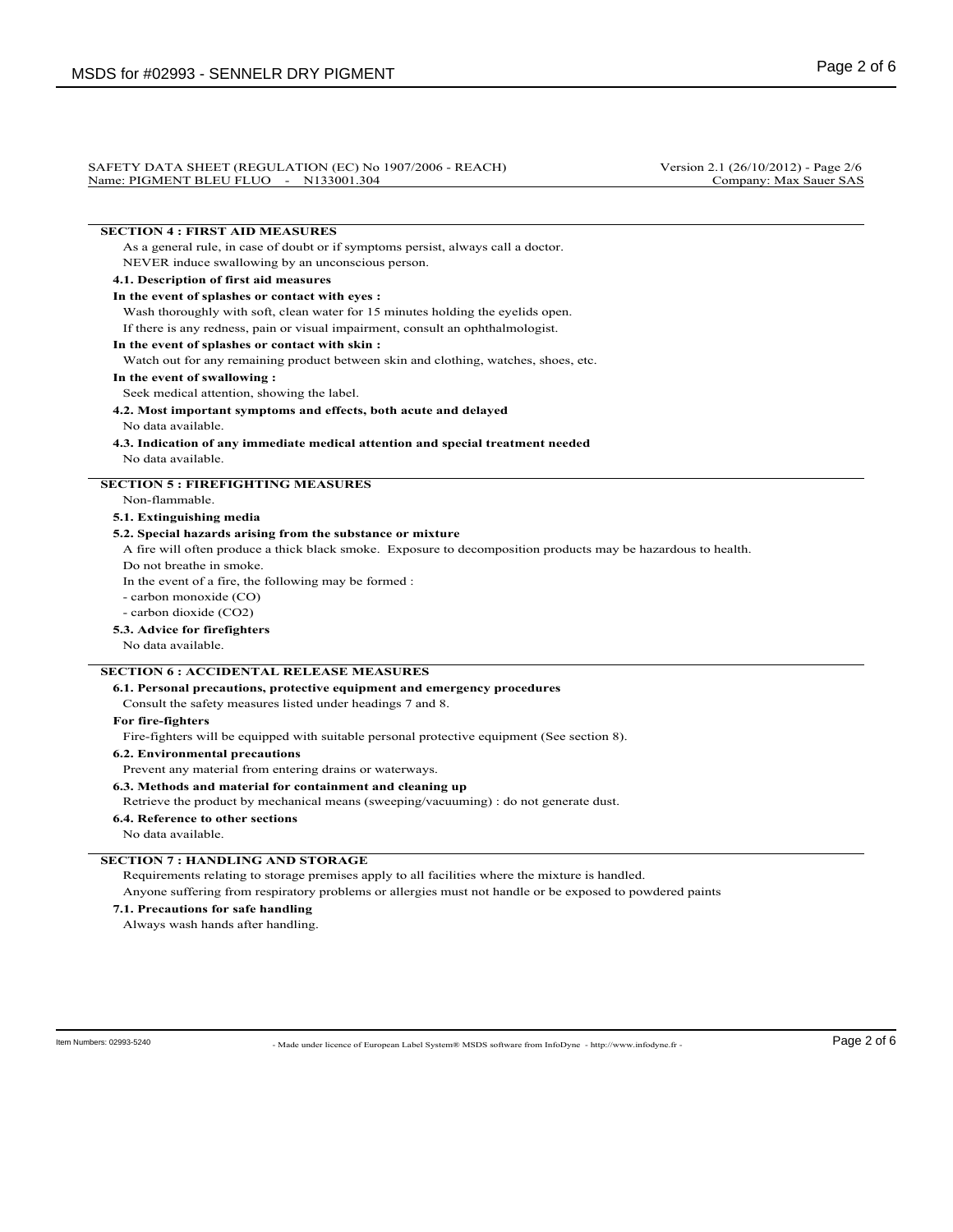SAFETY DATA SHEET (REGULATION (EC) No 1907/2006 - REACH) Version 2.1 (26/10/2012) - Page 2/6
Name: PIGMENT BLEU FLUO - N133001.304 Company: Max Sauer SAS

## SECTION 4 : FIRST AID MEASURES

As a general rule, in case of doubt or if symptoms persist, always call a doctor.
NEVER induce swallowing by an unconscious person.

### 4.1. Description of first aid measures

**In the event of splashes or contact with eyes :**

Wash thoroughly with soft, clean water for 15 minutes holding the eyelids open.
If there is any redness, pain or visual impairment, consult an ophthalmologist.

**In the event of splashes or contact with skin :**

Watch out for any remaining product between skin and clothing, watches, shoes, etc.

**In the event of swallowing :**

Seek medical attention, showing the label.

### 4.2. Most important symptoms and effects, both acute and delayed

No data available.

### 4.3. Indication of any immediate medical attention and special treatment needed

No data available.

## SECTION 5 : FIREFIGHTING MEASURES

Non-flammable.

### 5.1. Extinguishing media

### 5.2. Special hazards arising from the substance or mixture

A fire will often produce a thick black smoke. Exposure to decomposition products may be hazardous to health.
Do not breathe in smoke.
In the event of a fire, the following may be formed :
- carbon monoxide (CO)
- carbon dioxide ($CO_2$)

### 5.3. Advice for firefighters

No data available.

## SECTION 6 : ACCIDENTAL RELEASE MEASURES

### 6.1. Personal precautions, protective equipment and emergency procedures

Consult the safety measures listed under headings 7 and 8.

**For fire-fighters**

Fire-fighters will be equipped with suitable personal protective equipment (See section 8).

### 6.2. Environmental precautions

Prevent any material from entering drains or waterways.

### 6.3. Methods and material for containment and cleaning up

Retrieve the product by mechanical means (sweeping/vacuuming) : do not generate dust.

### 6.4. Reference to other sections

No data available.

## SECTION 7 : HANDLING AND STORAGE

Requirements relating to storage premises apply to all facilities where the mixture is handled.
Anyone suffering from respiratory problems or allergies must not handle or be exposed to powdered paints

### 7.1. Precautions for safe handling

Always wash hands after handling.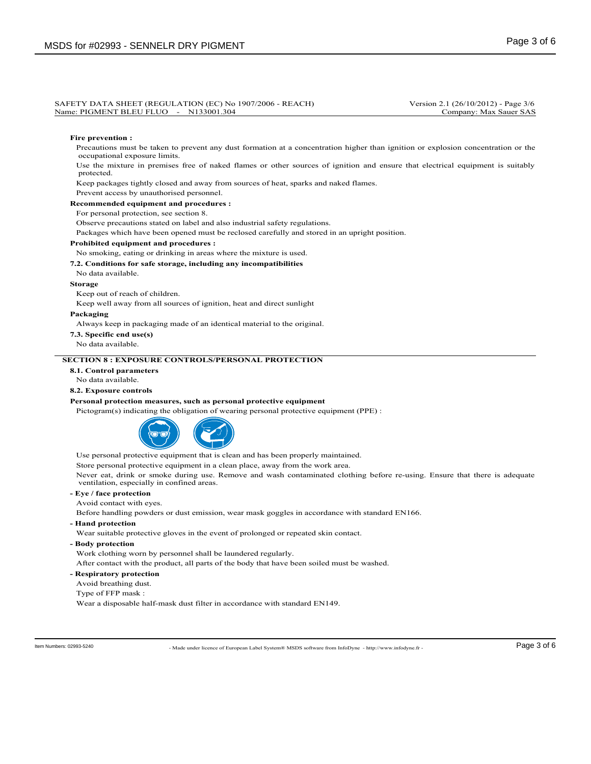**Fire prevention :**

Precautions must be taken to prevent any dust formation at a concentration higher than ignition or explosion concentration or the occupational exposure limits.

Use the mixture in premises free of naked flames or other sources of ignition and ensure that electrical equipment is suitably protected.

Keep packages tightly closed and away from sources of heat, sparks and naked flames.

Prevent access by unauthorised personnel.

**Recommended equipment and procedures :**

For personal protection, see section 8.

Observe precautions stated on label and also industrial safety regulations.

Packages which have been opened must be reclosed carefully and stored in an upright position.

**Prohibited equipment and procedures :**

No smoking, eating or drinking in areas where the mixture is used.

**7.2. Conditions for safe storage, including any incompatibilities**

No data available.

**Storage**

Keep out of reach of children.

Keep well away from all sources of ignition, heat and direct sunlight

**Packaging**

Always keep in packaging made of an identical material to the original.

**7.3. Specific end use(s)**

No data available.

## SECTION 8 : EXPOSURE CONTROLS/PERSONAL PROTECTION

**8.1. Control parameters**

No data available.

**8.2. Exposure controls**

**Personal protection measures, such as personal protective equipment**

Pictogram(s) indicating the obligation of wearing personal protective equipment (PPE) :

Use personal protective equipment that is clean and has been properly maintained.

Store personal protective equipment in a clean place, away from the work area.

Never eat, drink or smoke during use. Remove and wash contaminated clothing before re-using. Ensure that there is adequate ventilation, especially in confined areas.

**- Eye / face protection**

Avoid contact with eyes.

Before handling powders or dust emission, wear mask goggles in accordance with standard EN166.

**- Hand protection**

Wear suitable protective gloves in the event of prolonged or repeated skin contact.

**- Body protection**

Work clothing worn by personnel shall be laundered regularly.

After contact with the product, all parts of the body that have been soiled must be washed.

**- Respiratory protection**

Avoid breathing dust.

Type of FFP mask :

Wear a disposable half-mask dust filter in accordance with standard EN149.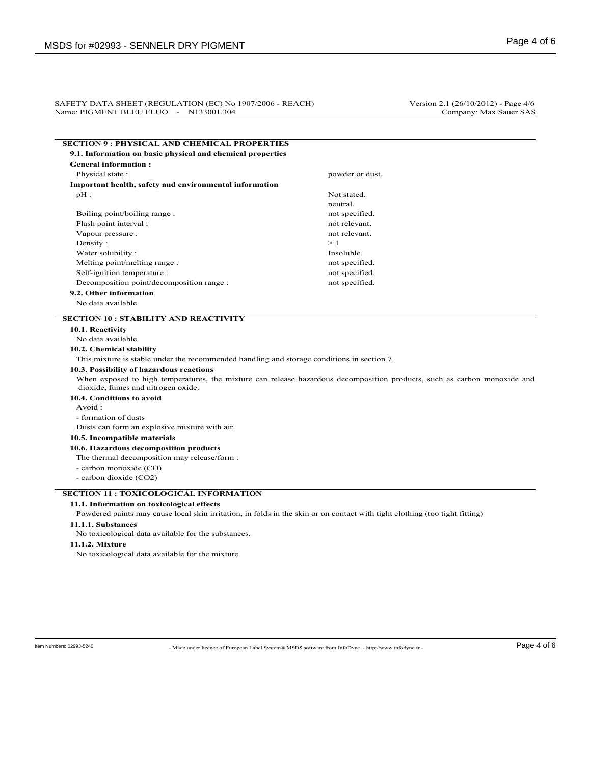SAFETY DATA SHEET (REGULATION (EC) No 1907/2006 - REACH) Version 2.1 (26/10/2012) - Page 4/6
Name: PIGMENT BLEU FLUO - N133001.304 Company: Max Sauer SAS

## SECTION 9 : PHYSICAL AND CHEMICAL PROPERTIES

### 9.1. Information on basic physical and chemical properties

**General information :**

| | |
|---|---|
| Physical state : | powder or dust. |

**Important health, safety and environmental information**

| | |
|---|---|
| pH : | Not stated. |
| | neutral. |
| Boiling point/boiling range : | not specified. |
| Flash point interval : | not relevant. |
| Vapour pressure : | not relevant. |
| Density : | > 1 |
| Water solubility : | Insoluble. |
| Melting point/melting range : | not specified. |
| Self-ignition temperature : | not specified. |
| Decomposition point/decomposition range : | not specified. |

### 9.2. Other information

No data available.

## SECTION 10 : STABILITY AND REACTIVITY

### 10.1. Reactivity

No data available.

### 10.2. Chemical stability

This mixture is stable under the recommended handling and storage conditions in section 7.

### 10.3. Possibility of hazardous reactions

When exposed to high temperatures, the mixture can release hazardous decomposition products, such as carbon monoxide and dioxide, fumes and nitrogen oxide.

### 10.4. Conditions to avoid

Avoid :

- formation of dusts

Dusts can form an explosive mixture with air.

### 10.5. Incompatible materials

### 10.6. Hazardous decomposition products

The thermal decomposition may release/form :

- carbon monoxide (CO)
- carbon dioxide ($CO_2$)

## SECTION 11 : TOXICOLOGICAL INFORMATION

### 11.1. Information on toxicological effects

Powdered paints may cause local skin irritation, in folds in the skin or on contact with tight clothing (too tight fitting)

#### 11.1.1. Substances

No toxicological data available for the substances.

#### 11.1.2. Mixture

No toxicological data available for the mixture.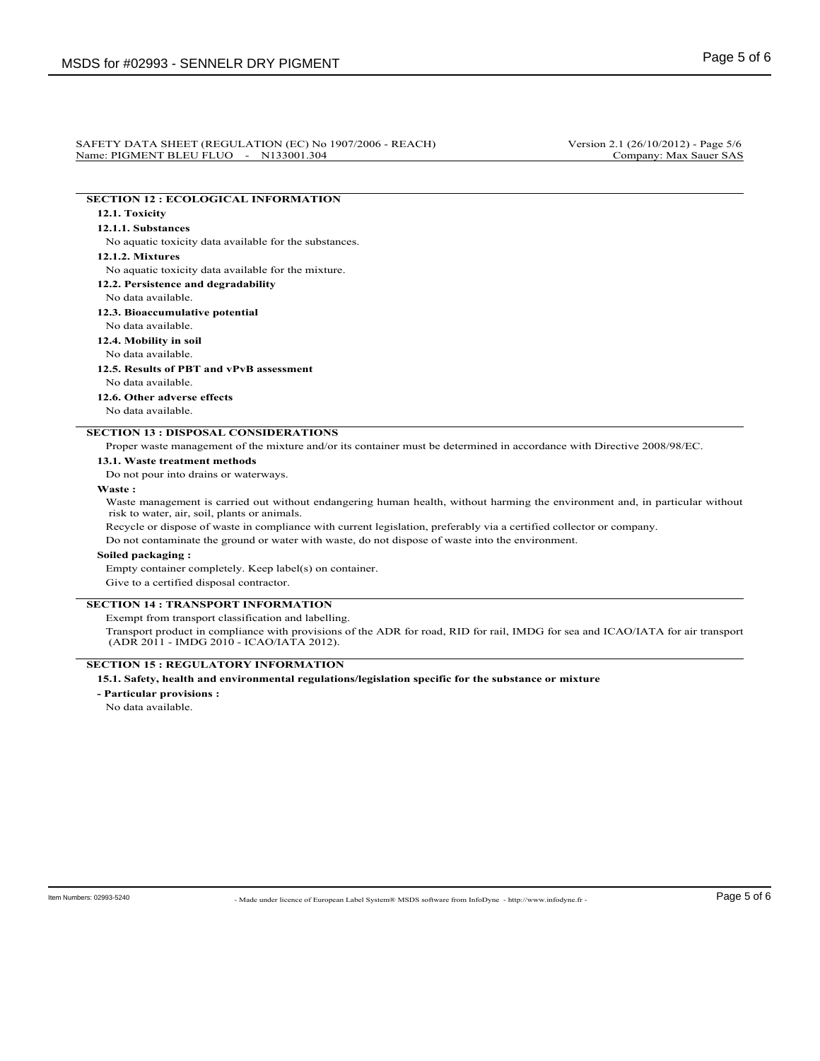## SECTION 12 : ECOLOGICAL INFORMATION

### 12.1. Toxicity

#### 12.1.1. Substances

No aquatic toxicity data available for the substances.

#### 12.1.2. Mixtures

No aquatic toxicity data available for the mixture.

### 12.2. Persistence and degradability

No data available.

### 12.3. Bioaccumulative potential

No data available.

### 12.4. Mobility in soil

No data available.

### 12.5. Results of PBT and vPvB assessment

No data available.

### 12.6. Other adverse effects

No data available.

## SECTION 13 : DISPOSAL CONSIDERATIONS

Proper waste management of the mixture and/or its container must be determined in accordance with Directive 2008/98/EC.

### 13.1. Waste treatment methods

Do not pour into drains or waterways.

**Waste :**

Waste management is carried out without endangering human health, without harming the environment and, in particular without risk to water, air, soil, plants or animals.

Recycle or dispose of waste in compliance with current legislation, preferably via a certified collector or company.

Do not contaminate the ground or water with waste, do not dispose of waste into the environment.

**Soiled packaging :**

Empty container completely. Keep label(s) on container.

Give to a certified disposal contractor.

## SECTION 14 : TRANSPORT INFORMATION

Exempt from transport classification and labelling.

Transport product in compliance with provisions of the ADR for road, RID for rail, IMDG for sea and ICAO/IATA for air transport (ADR 2011 - IMDG 2010 - ICAO/IATA 2012).

## SECTION 15 : REGULATORY INFORMATION

### 15.1. Safety, health and environmental regulations/legislation specific for the substance or mixture

**- Particular provisions :**

No data available.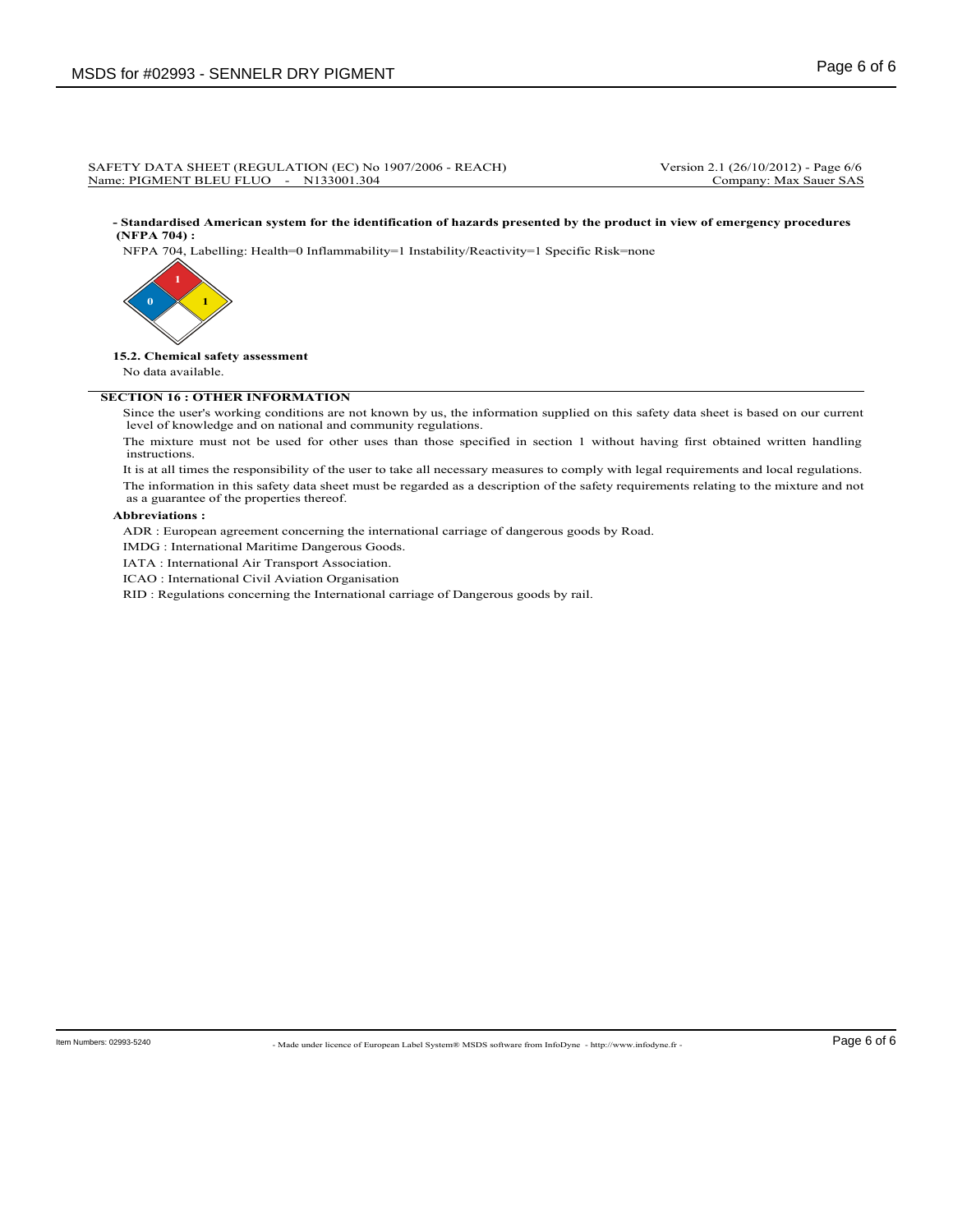SAFETY DATA SHEET (REGULATION (EC) No 1907/2006 - REACH) Version 2.1 (26/10/2012) - Page 6/6
Name: PIGMENT BLEU FLUO - N133001.304 Company: Max Sauer SAS

**- Standardised American system for the identification of hazards presented by the product in view of emergency procedures (NFPA 704) :**

NFPA 704, Labelling: Health=0 Inflammability=1 Instability/Reactivity=1 Specific Risk=none

1
0 1

**15.2. Chemical safety assessment**

No data available.

## SECTION 16 : OTHER INFORMATION

Since the user's working conditions are not known by us, the information supplied on this safety data sheet is based on our current level of knowledge and on national and community regulations.

The mixture must not be used for other uses than those specified in section 1 without having first obtained written handling instructions.

It is at all times the responsibility of the user to take all necessary measures to comply with legal requirements and local regulations.

The information in this safety data sheet must be regarded as a description of the safety requirements relating to the mixture and not as a guarantee of the properties thereof.

**Abbreviations :**

ADR : European agreement concerning the international carriage of dangerous goods by Road.

IMDG : International Maritime Dangerous Goods.

IATA : International Air Transport Association.

ICAO : International Civil Aviation Organisation

RID : Regulations concerning the International carriage of Dangerous goods by rail.

Item Numbers: 02993-5240

- Made under licence of European Label System® MSDS software from InfoDyne - http://www.infodyne.fr -